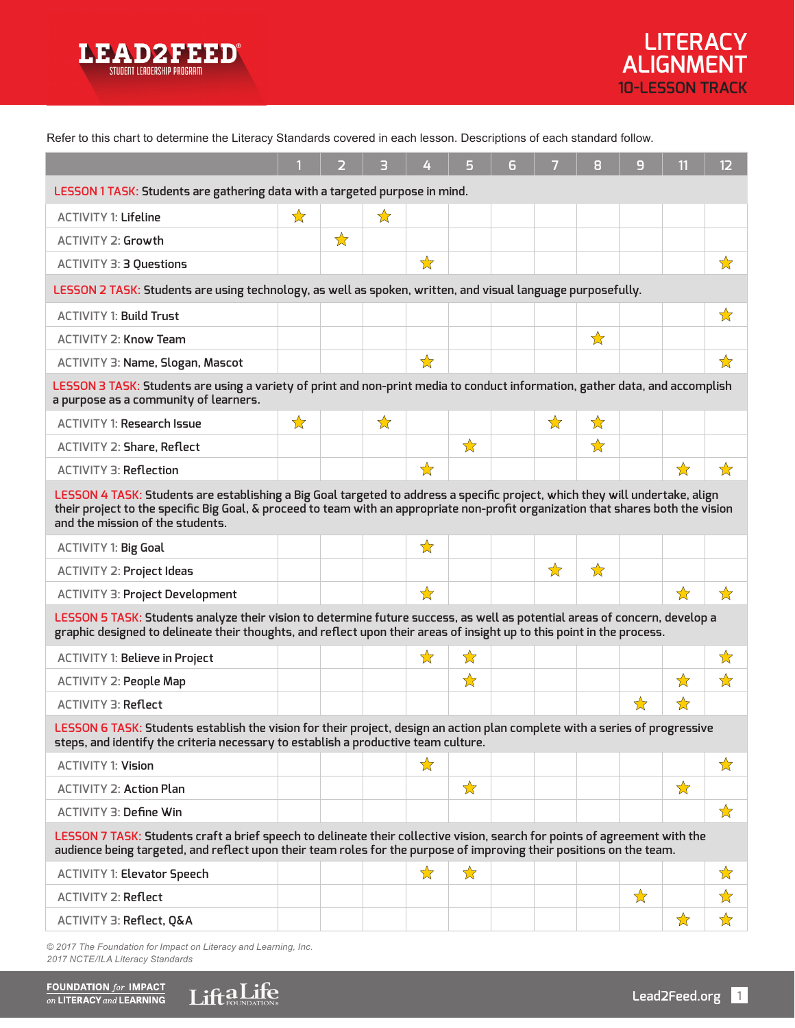# LEAD2FEED STUDENT LEADERSHIP PROGRAM

## LITERACY ALIGNMENT
### 10-LESSON TRACK

Refer to this chart to determine the Literacy Standards covered in each lesson. Descriptions of each standard follow.

| | 1 | 2 | 3 | 4 | 5 | 6 | 7 | 8 | 9 | 11 | 12 |
|---|---|---|---|---|---|---|---|---|---|---|---|
| **LESSON 1 TASK:** Students are gathering data with a targeted purpose in mind. | | | | | | | | | | | |
| ACTIVITY 1: Lifeline | ☆ | | ☆ | | | | | | | | |
| ACTIVITY 2: Growth | | ☆ | | | | | | | | | |
| ACTIVITY 3: 3 Questions | | | | ☆ | | | | | | | ☆ |
| **LESSON 2 TASK:** Students are using technology, as well as spoken, written, and visual language purposefully. | | | | | | | | | | | |
| ACTIVITY 1: Build Trust | | | | | | | | | | | ☆ |
| ACTIVITY 2: Know Team | | | | | | | | ☆ | | | |
| ACTIVITY 3: Name, Slogan, Mascot | | | | ☆ | | | | | | | ☆ |
| **LESSON 3 TASK:** Students are using a variety of print and non-print media to conduct information, gather data, and accomplish a purpose as a community of learners. | | | | | | | | | | | |
| ACTIVITY 1: Research Issue | ☆ | | ☆ | | | | ☆ | ☆ | | | |
| ACTIVITY 2: Share, Reflect | | | | | ☆ | | | ☆ | | | |
| ACTIVITY 3: Reflection | | | | ☆ | | | | | | ☆ | ☆ |
| **LESSON 4 TASK:** Students are establishing a Big Goal targeted to address a specific project, which they will undertake, align their project to the specific Big Goal, & proceed to team with an appropriate non-profit organization that shares both the vision and the mission of the students. | | | | | | | | | | | |
| ACTIVITY 1: Big Goal | | | | ☆ | | | | | | | |
| ACTIVITY 2: Project Ideas | | | | | | | ☆ | ☆ | | | |
| ACTIVITY 3: Project Development | | | | ☆ | | | | | | ☆ | ☆ |
| **LESSON 5 TASK:** Students analyze their vision to determine future success, as well as potential areas of concern, develop a graphic designed to delineate their thoughts, and reflect upon their areas of insight up to this point in the process. | | | | | | | | | | | |
| ACTIVITY 1: Believe in Project | | | | ☆ | ☆ | | | | | | ☆ |
| ACTIVITY 2: People Map | | | | | ☆ | | | | | ☆ | ☆ |
| ACTIVITY 3: Reflect | | | | | | | | | ☆ | ☆ | |
| **LESSON 6 TASK:** Students establish the vision for their project, design an action plan complete with a series of progressive steps, and identify the criteria necessary to establish a productive team culture. | | | | | | | | | | | |
| ACTIVITY 1: Vision | | | | ☆ | | | | | | | ☆ |
| ACTIVITY 2: Action Plan | | | | | ☆ | | | | | ☆ | |
| ACTIVITY 3: Define Win | | | | | | | | | | | ☆ |
| **LESSON 7 TASK:** Students craft a brief speech to delineate their collective vision, search for points of agreement with the audience being targeted, and reflect upon their team roles for the purpose of improving their positions on the team. | | | | | | | | | | | |
| ACTIVITY 1: Elevator Speech | | | | ☆ | ☆ | | | | | | ☆ |
| ACTIVITY 2: Reflect | | | | | | | | | ☆ | | ☆ |
| ACTIVITY 3: Reflect, Q&A | | | | | | | | | | ☆ | ☆ |

*© 2017 The Foundation for Impact on Literacy and Learning, Inc.*
*2017 NCTE/ILA Literacy Standards*

FOUNDATION *for* IMPACT *on* LITERACY *and* LEARNING · Lift a Life FOUNDATION · Lead2Feed.org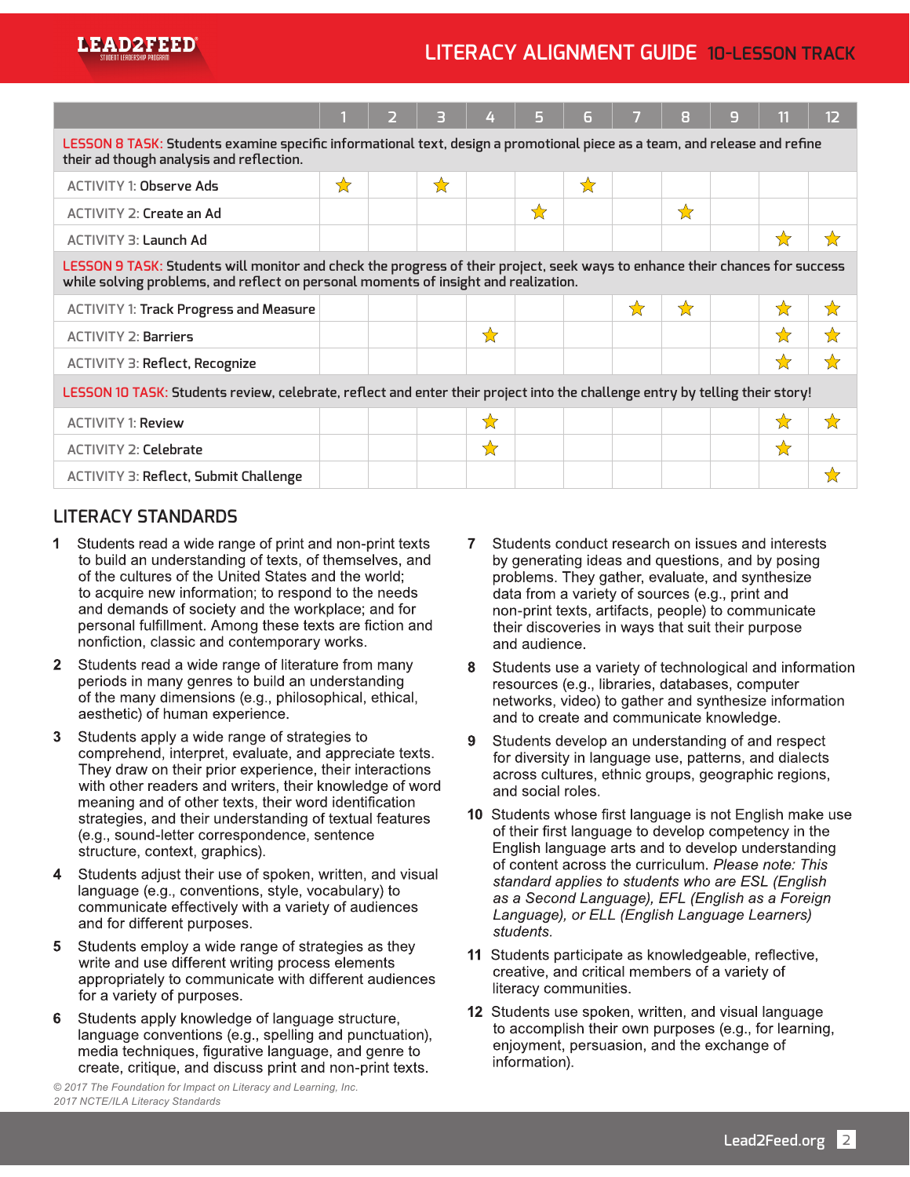| | 1 | 2 | 3 | 4 | 5 | 6 | 7 | 8 | 9 | 11 | 12 |
|---|---|---|---|---|---|---|---|---|---|---|---|
| LESSON 8 TASK: Students examine specific informational text, design a promotional piece as a team, and release and refine their ad though analysis and reflection. | | | | | | | | | | | |
| ACTIVITY 1: Observe Ads | ★ | | ★ | | | ★ | | | | | |
| ACTIVITY 2: Create an Ad | | | | | ★ | | | ★ | | | |
| ACTIVITY 3: Launch Ad | | | | | | | | | | ★ | ★ |
| LESSON 9 TASK: Students will monitor and check the progress of their project, seek ways to enhance their chances for success while solving problems, and reflect on personal moments of insight and realization. | | | | | | | | | | | |
| ACTIVITY 1: Track Progress and Measure | | | | | | | ★ | ★ | | ★ | ★ |
| ACTIVITY 2: Barriers | | | | ★ | | | | | | ★ | ★ |
| ACTIVITY 3: Reflect, Recognize | | | | | | | | | | ★ | ★ |
| LESSON 10 TASK: Students review, celebrate, reflect and enter their project into the challenge entry by telling their story! | | | | | | | | | | | |
| ACTIVITY 1: Review | | | | ★ | | | | | | ★ | ★ |
| ACTIVITY 2: Celebrate | | | | ★ | | | | | | ★ | |
| ACTIVITY 3: Reflect, Submit Challenge | | | | | | | | | | | ★ |

## LITERACY STANDARDS

1. Students read a wide range of print and non-print texts to build an understanding of texts, of themselves, and of the cultures of the United States and the world; to acquire new information; to respond to the needs and demands of society and the workplace; and for personal fulfillment. Among these texts are fiction and nonfiction, classic and contemporary works.
2. Students read a wide range of literature from many periods in many genres to build an understanding of the many dimensions (e.g., philosophical, ethical, aesthetic) of human experience.
3. Students apply a wide range of strategies to comprehend, interpret, evaluate, and appreciate texts. They draw on their prior experience, their interactions with other readers and writers, their knowledge of word meaning and of other texts, their word identification strategies, and their understanding of textual features (e.g., sound-letter correspondence, sentence structure, context, graphics).
4. Students adjust their use of spoken, written, and visual language (e.g., conventions, style, vocabulary) to communicate effectively with a variety of audiences and for different purposes.
5. Students employ a wide range of strategies as they write and use different writing process elements appropriately to communicate with different audiences for a variety of purposes.
6. Students apply knowledge of language structure, language conventions (e.g., spelling and punctuation), media techniques, figurative language, and genre to create, critique, and discuss print and non-print texts.
7. Students conduct research on issues and interests by generating ideas and questions, and by posing problems. They gather, evaluate, and synthesize data from a variety of sources (e.g., print and non-print texts, artifacts, people) to communicate their discoveries in ways that suit their purpose and audience.
8. Students use a variety of technological and information resources (e.g., libraries, databases, computer networks, video) to gather and synthesize information and to create and communicate knowledge.
9. Students develop an understanding of and respect for diversity in language use, patterns, and dialects across cultures, ethnic groups, geographic regions, and social roles.
10. Students whose first language is not English make use of their first language to develop competency in the English language arts and to develop understanding of content across the curriculum. *Please note: This standard applies to students who are ESL (English as a Second Language), EFL (English as a Foreign Language), or ELL (English Language Learners) students.*
11. Students participate as knowledgeable, reflective, creative, and critical members of a variety of literacy communities.
12. Students use spoken, written, and visual language to accomplish their own purposes (e.g., for learning, enjoyment, persuasion, and the exchange of information).

*© 2017 The Foundation for Impact on Literacy and Learning, Inc.*
*2017 NCTE/ILA Literacy Standards*